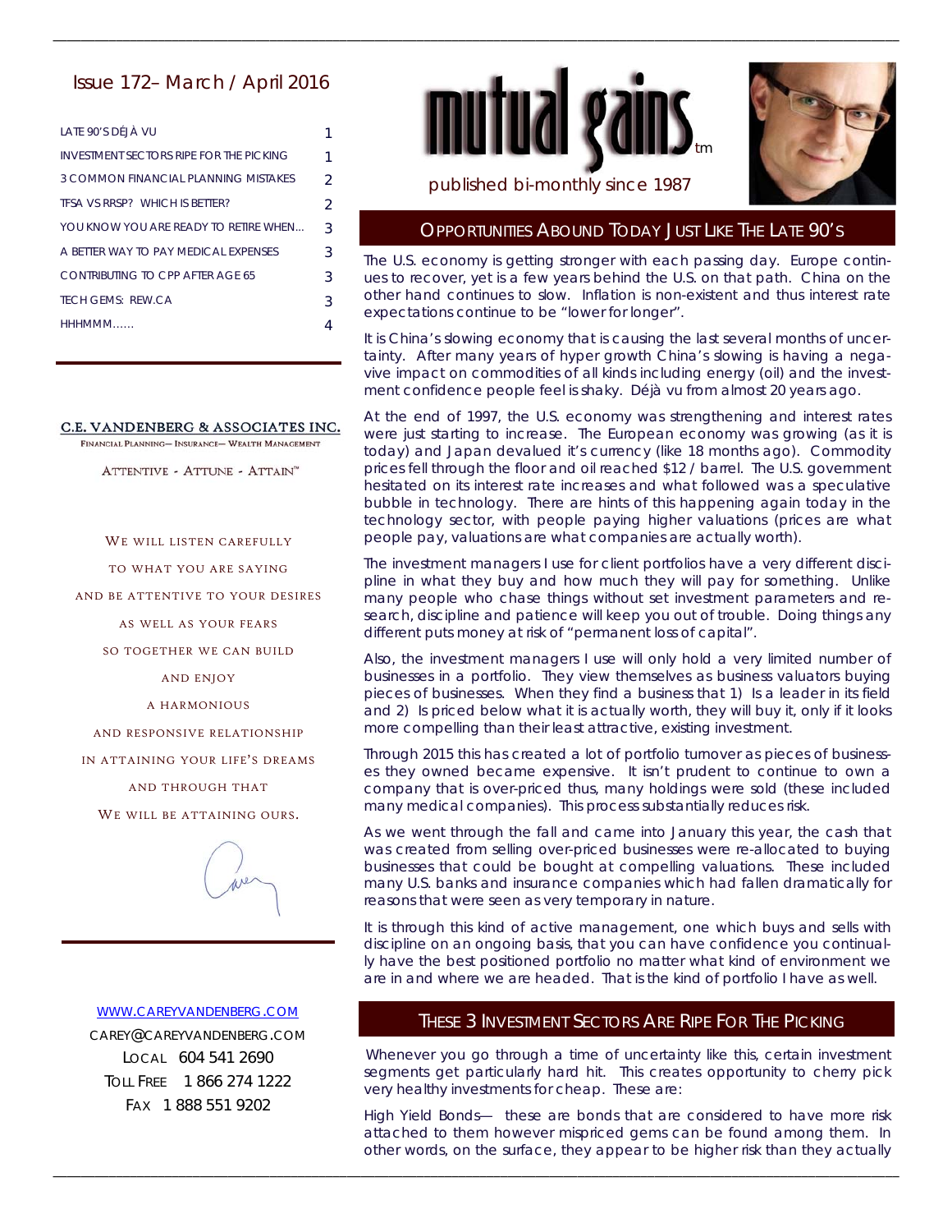# mutual gains™

published bi-monthly since 1987

## Issue 172– March / April 2016

| | |
|---|---|
| LATE 90'S DÉJÀ VU | 1 |
| INVESTMENT SECTORS RIPE FOR THE PICKING | 1 |
| 3 COMMON FINANCIAL PLANNING MISTAKES | 2 |
| TFSA VS RRSP? WHICH IS BETTER? | 2 |
| YOU KNOW YOU ARE READY TO RETIRE WHEN... | 3 |
| A BETTER WAY TO PAY MEDICAL EXPENSES | 3 |
| CONTRIBUTING TO CPP AFTER AGE 65 | 3 |
| TECH GEMS: REW.CA | 3 |
| HHHMMM...... | 4 |

**C.E. VANDENBERG & ASSOCIATES INC.**

FINANCIAL PLANNING— INSURANCE— WEALTH MANAGEMENT

ATTENTIVE - ATTUNE - ATTAIN™

WE WILL LISTEN CAREFULLY
TO WHAT YOU ARE SAYING
AND BE ATTENTIVE TO YOUR DESIRES
AS WELL AS YOUR FEARS
SO TOGETHER WE CAN BUILD
AND ENJOY
A HARMONIOUS
AND RESPONSIVE RELATIONSHIP
IN ATTAINING YOUR LIFE'S DREAMS
AND THROUGH THAT
WE WILL BE ATTAINING OURS.

WWW.CAREYVANDENBERG.COM
CAREY@CAREYVANDENBERG.COM
LOCAL 604 541 2690
TOLL FREE 1 866 274 1222
FAX 1 888 551 9202

## Opportunities Abound Today Just Like The Late 90's

The U.S. economy is getting stronger with each passing day. Europe continues to recover, yet is a few years behind the U.S. on that path. China on the other hand continues to slow. Inflation is non-existent and thus interest rate expectations continue to be "lower for longer".

It is China's slowing economy that is causing the last several months of uncertainty. After many years of hyper growth China's slowing is having a negavive impact on commodities of all kinds including energy (oil) and the investment confidence people feel is shaky. Déjà vu from almost 20 years ago.

At the end of 1997, the U.S. economy was strengthening and interest rates were just starting to increase. The European economy was growing (as it is today) and Japan devalued it's currency (like 18 months ago). Commodity prices fell through the floor and oil reached \$12 / barrel. The U.S. government hesitated on its interest rate increases and what followed was a speculative bubble in technology. There are hints of this happening again today in the technology sector, with people paying higher valuations (prices are what people pay, valuations are what companies are actually worth).

The investment managers I use for client portfolios have a very different discipline in what they buy and how much they will pay for something. Unlike many people who chase things without set investment parameters and research, discipline and patience will keep you out of trouble. Doing things any different puts money at risk of "permanent loss of capital".

Also, the investment managers I use will only hold a very limited number of businesses in a portfolio. They view themselves as business valuators buying pieces of businesses. When they find a business that 1) Is a leader in its field and 2) Is priced below what it is actually worth, they will buy it, only if it looks more compelling than their least attractive, existing investment.

Through 2015 this has created a lot of portfolio turnover as pieces of businesses they owned became expensive. It isn't prudent to continue to own a company that is over-priced thus, many holdings were sold (these included many medical companies). This process substantially reduces risk.

As we went through the fall and came into January this year, the cash that was created from selling over-priced businesses were re-allocated to buying businesses that could be bought at compelling valuations. These included many U.S. banks and insurance companies which had fallen dramatically for reasons that were seen as very temporary in nature.

It is through this kind of active management, one which buys and sells with discipline on an ongoing basis, that you can have confidence you continually have the best positioned portfolio no matter what kind of environment we are in and where we are headed. That is the kind of portfolio I have as well.

## These 3 Investment Sectors Are Ripe For The Picking

Whenever you go through a time of uncertainty like this, certain investment segments get particularly hard hit. This creates opportunity to cherry pick very healthy investments for cheap. These are:

High Yield Bonds— these are bonds that are considered to have more risk attached to them however mispriced gems can be found among them. In other words, on the surface, they appear to be higher risk than they actually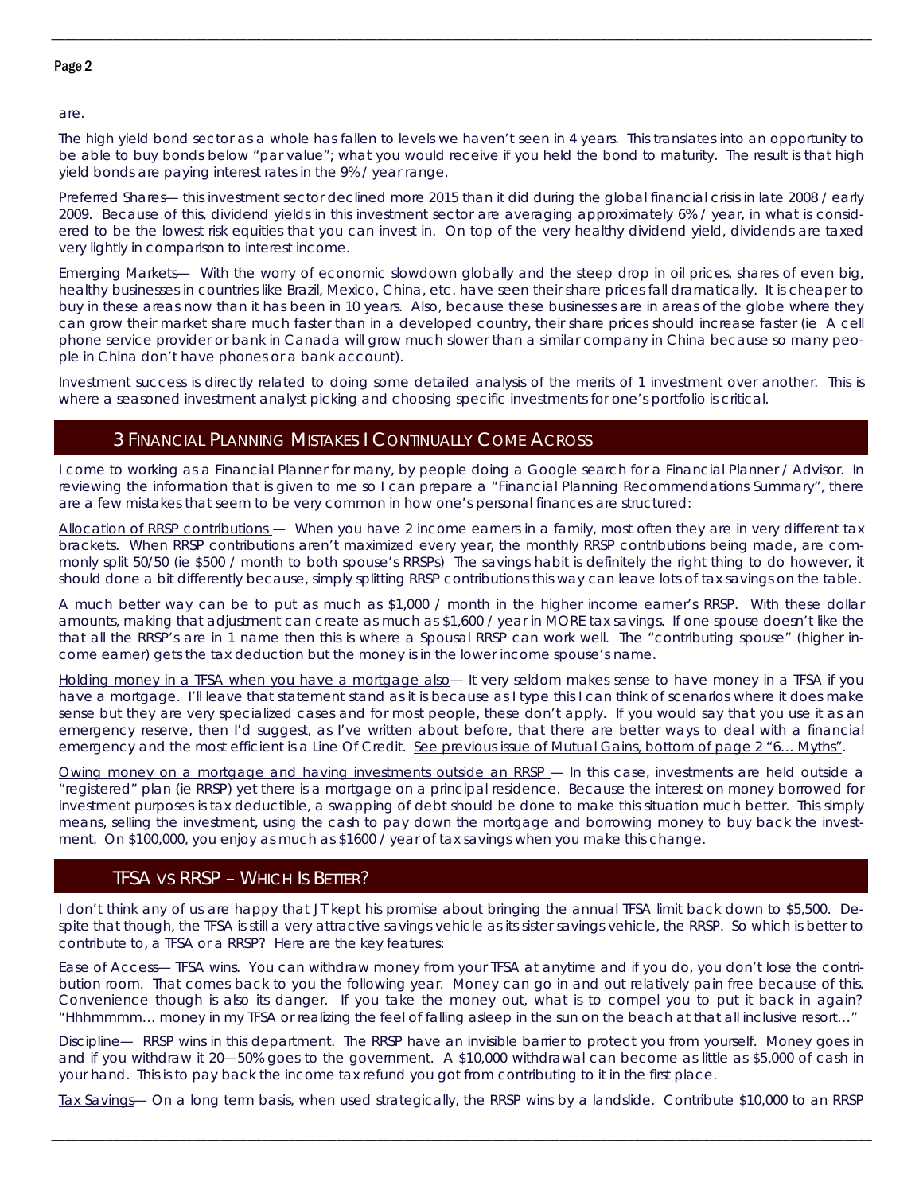are.

The high yield bond sector as a whole has fallen to levels we haven't seen in 4 years. This translates into an opportunity to be able to buy bonds below "par value"; what you would receive if you held the bond to maturity. The result is that high yield bonds are paying interest rates in the 9% / year range.

Preferred Shares— this investment sector declined more 2015 than it did during the global financial crisis in late 2008 / early 2009. Because of this, dividend yields in this investment sector are averaging approximately 6% / year, in what is considered to be the lowest risk equities that you can invest in. On top of the very healthy dividend yield, dividends are taxed very lightly in comparison to interest income.

Emerging Markets— With the worry of economic slowdown globally and the steep drop in oil prices, shares of even big, healthy businesses in countries like Brazil, Mexico, China, etc. have seen their share prices fall dramatically. It is cheaper to buy in these areas now than it has been in 10 years. Also, because these businesses are in areas of the globe where they can grow their market share much faster than in a developed country, their share prices should increase faster (ie A cell phone service provider or bank in Canada will grow much slower than a similar company in China because so many people in China don't have phones or a bank account).

Investment success is directly related to doing some detailed analysis of the merits of 1 investment over another. This is where a seasoned investment analyst picking and choosing specific investments for one's portfolio is critical.

## 3 Financial Planning Mistakes I Continually Come Across

I come to working as a Financial Planner for many, by people doing a Google search for a Financial Planner / Advisor. In reviewing the information that is given to me so I can prepare a "Financial Planning Recommendations Summary", there are a few mistakes that seem to be very common in how one's personal finances are structured:

Allocation of RRSP contributions — When you have 2 income earners in a family, most often they are in very different tax brackets. When RRSP contributions aren't maximized every year, the monthly RRSP contributions being made, are commonly split 50/50 (ie $500 / month to both spouse's RRSPs) The savings habit is definitely the right thing to do however, it should done a bit differently because, simply splitting RRSP contributions this way can leave lots of tax savings on the table.

A much better way can be to put as much as $1,000 / month in the higher income earner's RRSP. With these dollar amounts, making that adjustment can create as much as $1,600 / year in MORE tax savings. If one spouse doesn't like the that all the RRSP's are in 1 name then this is where a Spousal RRSP can work well. The "contributing spouse" (higher income earner) gets the tax deduction but the money is in the lower income spouse's name.

Holding money in a TFSA when you have a mortgage also— It very seldom makes sense to have money in a TFSA if you have a mortgage. I'll leave that statement stand as it is because as I type this I can think of scenarios where it does make sense but they are very specialized cases and for most people, these don't apply. If you would say that you use it as an emergency reserve, then I'd suggest, as I've written about before, that there are better ways to deal with a financial emergency and the most efficient is a Line Of Credit. See previous issue of Mutual Gains, bottom of page 2 "6… Myths".

Owing money on a mortgage and having investments outside an RRSP — In this case, investments are held outside a "registered" plan (ie RRSP) yet there is a mortgage on a principal residence. Because the interest on money borrowed for investment purposes is tax deductible, a swapping of debt should be done to make this situation much better. This simply means, selling the investment, using the cash to pay down the mortgage and borrowing money to buy back the investment. On $100,000, you enjoy as much as $1600 / year of tax savings when you make this change.

## TFSA vs RRSP – Which Is Better?

I don't think any of us are happy that JT kept his promise about bringing the annual TFSA limit back down to $5,500. Despite that though, the TFSA is still a very attractive savings vehicle as its sister savings vehicle, the RRSP. So which is better to contribute to, a TFSA or a RRSP? Here are the key features:

Ease of Access— TFSA wins. You can withdraw money from your TFSA at anytime and if you do, you don't lose the contribution room. That comes back to you the following year. Money can go in and out relatively pain free because of this. Convenience though is also its danger. If you take the money out, what is to compel you to put it back in again? "Hhhmmmm… money in my TFSA or realizing the feel of falling asleep in the sun on the beach at that all inclusive resort…"

Discipline— RRSP wins in this department. The RRSP have an invisible barrier to protect you from yourself. Money goes in and if you withdraw it 20—50% goes to the government. A $10,000 withdrawal can become as little as $5,000 of cash in your hand. This is to pay back the income tax refund you got from contributing to it in the first place.

Tax Savings— On a long term basis, when used strategically, the RRSP wins by a landslide. Contribute $10,000 to an RRSP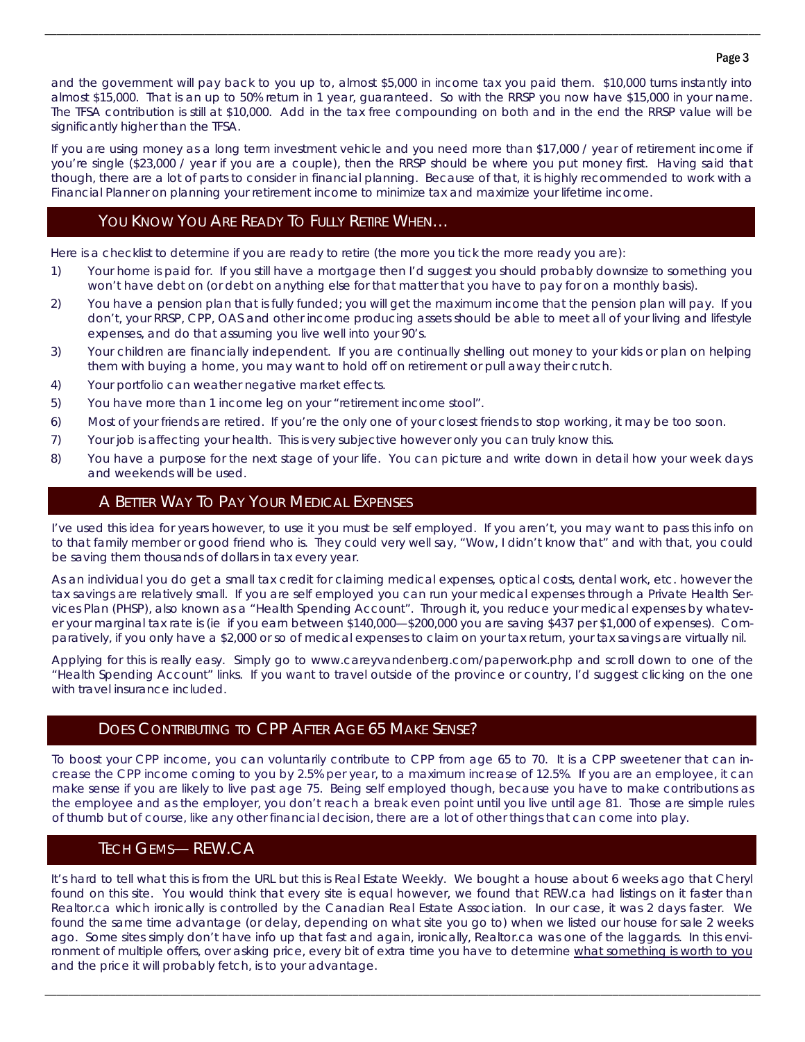and the government will pay back to you up to, almost $5,000 in income tax you paid them. $10,000 turns instantly into almost $15,000. That is an up to 50% return in 1 year, guaranteed. So with the RRSP you now have $15,000 in your name. The TFSA contribution is still at $10,000. Add in the tax free compounding on both and in the end the RRSP value will be significantly higher than the TFSA.

If you are using money as a long term investment vehicle and you need more than $17,000 / year of retirement income if you're single ($23,000 / year if you are a couple), then the RRSP should be where you put money first. Having said that though, there are a lot of parts to consider in financial planning. Because of that, it is highly recommended to work with a Financial Planner on planning your retirement income to minimize tax and maximize your lifetime income.

## You Know You Are Ready To Fully Retire When…

Here is a checklist to determine if you are ready to retire (the more you tick the more ready you are):

1) Your home is paid for. If you still have a mortgage then I'd suggest you should probably downsize to something you won't have debt on (or debt on anything else for that matter that you have to pay for on a monthly basis).
2) You have a pension plan that is fully funded; you will get the maximum income that the pension plan will pay. If you don't, your RRSP, CPP, OAS and other income producing assets should be able to meet all of your living and lifestyle expenses, and do that assuming you live well into your 90's.
3) Your children are financially independent. If you are continually shelling out money to your kids or plan on helping them with buying a home, you may want to hold off on retirement or pull away their crutch.
4) Your portfolio can weather negative market effects.
5) You have more than 1 income leg on your "retirement income stool".
6) Most of your friends are retired. If you're the only one of your closest friends to stop working, it may be too soon.
7) Your job is affecting your health. This is very subjective however only you can truly know this.
8) You have a purpose for the next stage of your life. You can picture and write down in detail how your week days and weekends will be used.

## A Better Way To Pay Your Medical Expenses

I've used this idea for years however, to use it you must be self employed. If you aren't, you may want to pass this info on to that family member or good friend who is. They could very well say, "Wow, I didn't know that" and with that, you could be saving them thousands of dollars in tax every year.

As an individual you do get a small tax credit for claiming medical expenses, optical costs, dental work, etc. however the tax savings are relatively small. If you are self employed you can run your medical expenses through a Private Health Services Plan (PHSP), also known as a "Health Spending Account". Through it, you reduce your medical expenses by whatever your marginal tax rate is (ie if you earn between $140,000—$200,000 you are saving $437 per $1,000 of expenses). Comparatively, if you only have a $2,000 or so of medical expenses to claim on your tax return, your tax savings are virtually nil.

Applying for this is really easy. Simply go to www.careyvandenberg.com/paperwork.php and scroll down to one of the "Health Spending Account" links. If you want to travel outside of the province or country, I'd suggest clicking on the one with travel insurance included.

## Does Contributing to CPP After Age 65 Make Sense?

To boost your CPP income, you can voluntarily contribute to CPP from age 65 to 70. It is a CPP sweetener that can increase the CPP income coming to you by 2.5% per year, to a maximum increase of 12.5%. If you are an employee, it can make sense if you are likely to live past age 75. Being self employed though, because you have to make contributions as the employee and as the employer, you don't reach a break even point until you live until age 81. Those are simple rules of thumb but of course, like any other financial decision, there are a lot of other things that can come into play.

## Tech Gems— REW.CA

It's hard to tell what this is from the URL but this is Real Estate Weekly. We bought a house about 6 weeks ago that Cheryl found on this site. You would think that every site is equal however, we found that REW.ca had listings on it faster than Realtor.ca which ironically is controlled by the Canadian Real Estate Association. In our case, it was 2 days faster. We found the same time advantage (or delay, depending on what site you go to) when we listed our house for sale 2 weeks ago. Some sites simply don't have info up that fast and again, ironically, Realtor.ca was one of the laggards. In this environment of multiple offers, over asking price, every bit of extra time you have to determine what something is worth to you and the price it will probably fetch, is to your advantage.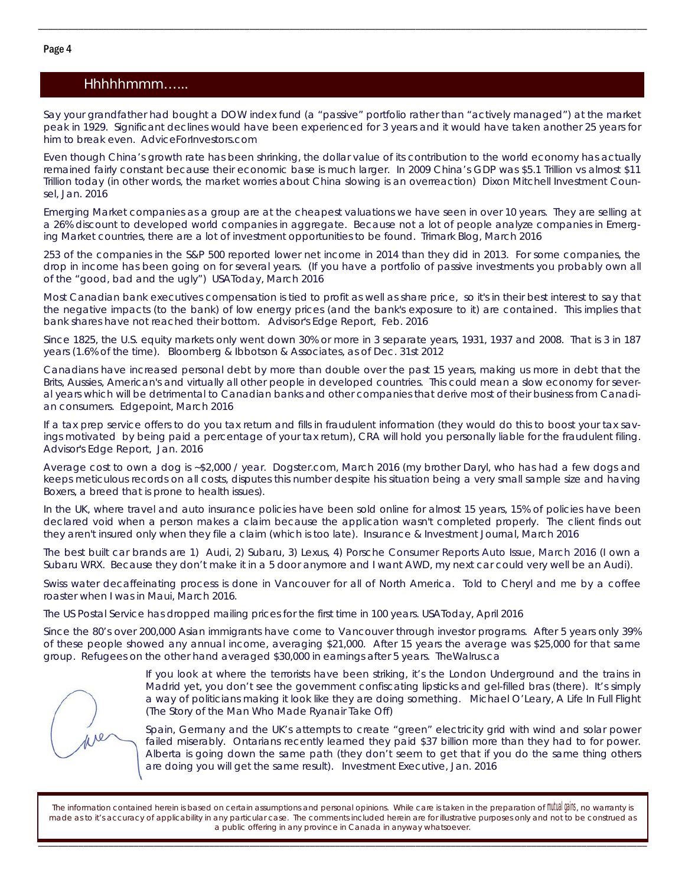## Hhhhhmmm…...

Say your grandfather had bought a DOW index fund (a "passive" portfolio rather than "actively managed") at the market peak in 1929. Significant declines would have been experienced for 3 years and it would have taken another 25 years for him to break even. AdviceForInvestors.com

Even though China's growth rate has been shrinking, the dollar value of its contribution to the world economy has actually remained fairly constant because their economic base is much larger. In 2009 China's GDP was $5.1 Trillion vs almost $11 Trillion today (in other words, the market worries about China slowing is an overreaction) Dixon Mitchell Investment Counsel, Jan. 2016

Emerging Market companies as a group are at the cheapest valuations we have seen in over 10 years. They are selling at a 26% discount to developed world companies in aggregate. Because not a lot of people analyze companies in Emerging Market countries, there are a lot of investment opportunities to be found. Trimark Blog, March 2016

253 of the companies in the S&P 500 reported lower net income in 2014 than they did in 2013. For some companies, the drop in income has been going on for several years. (If you have a portfolio of passive investments you probably own all of the "good, bad and the ugly") USAToday, March 2016

Most Canadian bank executives compensation is tied to profit as well as share price, so it's in their best interest to say that the negative impacts (to the bank) of low energy prices (and the bank's exposure to it) are contained. This implies that bank shares have not reached their bottom. Advisor's Edge Report, Feb. 2016

Since 1825, the U.S. equity markets only went down 30% or more in 3 separate years, 1931, 1937 and 2008. That is 3 in 187 years (1.6% of the time). Bloomberg & Ibbotson & Associates, as of Dec. 31st 2012

Canadians have increased personal debt by more than double over the past 15 years, making us more in debt that the Brits, Aussies, American's and virtually all other people in developed countries. This could mean a slow economy for several years which will be detrimental to Canadian banks and other companies that derive most of their business from Canadian consumers. Edgepoint, March 2016

If a tax prep service offers to do you tax return and fills in fraudulent information (they would do this to boost your tax savings motivated by being paid a percentage of your tax return), CRA will hold you personally liable for the fraudulent filing. Advisor's Edge Report, Jan. 2016

Average cost to own a dog is ~$2,000 / year. Dogster.com, March 2016 (my brother Daryl, who has had a few dogs and keeps meticulous records on all costs, disputes this number despite his situation being a very small sample size and having Boxers, a breed that is prone to health issues).

In the UK, where travel and auto insurance policies have been sold online for almost 15 years, 15% of policies have been declared void when a person makes a claim because the application wasn't completed properly. The client finds out they aren't insured only when they file a claim (which is too late). Insurance & Investment Journal, March 2016

The best built car brands are 1) Audi, 2) Subaru, 3) Lexus, 4) Porsche Consumer Reports Auto Issue, March 2016 (I own a Subaru WRX. Because they don't make it in a 5 door anymore and I want AWD, my next car could very well be an Audi).

Swiss water decaffeinating process is done in Vancouver for all of North America. Told to Cheryl and me by a coffee roaster when I was in Maui, March 2016.

The US Postal Service has dropped mailing prices for the first time in 100 years. USAToday, April 2016

Since the 80's over 200,000 Asian immigrants have come to Vancouver through investor programs. After 5 years only 39% of these people showed any annual income, averaging $21,000. After 15 years the average was $25,000 for that same group. Refugees on the other hand averaged $30,000 in earnings after 5 years. TheWalrus.ca

If you look at where the terrorists have been striking, it's the London Underground and the trains in Madrid yet, you don't see the government confiscating lipsticks and gel-filled bras (there). It's simply a way of politicians making it look like they are doing something. Michael O'Leary, A Life In Full Flight (The Story of the Man Who Made Ryanair Take Off)

Spain, Germany and the UK's attempts to create "green" electricity grid with wind and solar power failed miserably. Ontarians recently learned they paid $37 billion more than they had to for power. Alberta is going down the same path (they don't seem to get that if you do the same thing others are doing you will get the same result). Investment Executive, Jan. 2016

The information contained herein is based on certain assumptions and personal opinions. While care is taken in the preparation of mutual gains, no warranty is made as to it's accuracy of applicability in any particular case. The comments included herein are for illustrative purposes only and not to be construed as a public offering in any province in Canada in anyway whatsoever.